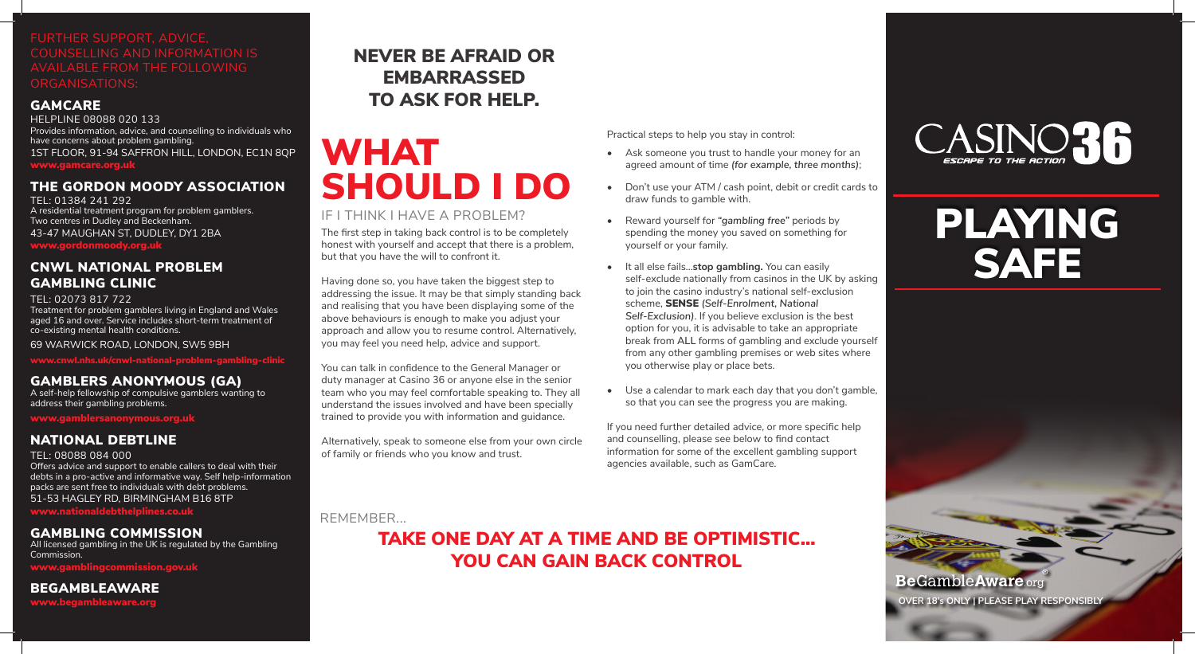FURTHER SUPPORT, ADVICE, COUNSELLING AND INFORMATION IS AVAILABLE FROM THE FOLLOWING ORGANISATIONS:

### GAMCARE

HELPLINE 08088 020 133

Provides information, advice, and counselling to individuals who have concerns about problem gambling.

1ST FLOOR, 91-94 SAFFRON HILL, LONDON, EC1N 8QP

www.gamcare.org.uk

### THE GORDON MOODY ASSOCIATION

TEL: 01384 241 292

A residential treatment program for problem gamblers. Two centres in Dudley and Beckenham.

43-47 MAUGHAN ST, DUDLEY, DY1 2BA

www.gordonmoody.org.uk

### CNWL NATIONAL PROBLEM GAMBLING CLINIC

TEL: 02073 817 722

Treatment for problem gamblers living in England and Wales aged 16 and over. Service includes short-term treatment of co-existing mental health conditions.

69 WARWICK ROAD, LONDON, SW5 9BH

www.cnwl.nhs.uk/cnwl-national-problem-gambling-clinic

### GAMBLERS ANONYMOUS (GA)

A self-help fellowship of compulsive gamblers wanting to address their gambling problems.

www.gamblersanonymous.org.uk

### NATIONAL DEBTLINE

TEL: 08088 084 000

Offers advice and support to enable callers to deal with their debts in a pro-active and informative way. Self help-information packs are sent free to individuals with debt problems.

51-53 HAGLEY RD, BIRMINGHAM B16 8TP

www.nationaldebthelplines.co.uk

### GAMBLING COMMISSION

All licensed gambling in the UK is regulated by the Gambling Commission.

www.gamblingcommission.gov.uk

### BEGAMBLEAWARE

www.begambleaware.org

## NEVER BE AFRAID OR EMBARRASSED TO ASK FOR HELP.

# WHAT SHOULD I DO

IF I THINK I HAVE A PROBLEM?

The first step in taking back control is to be completely honest with yourself and accept that there is a problem, but that you have the will to confront it.

Having done so, you have taken the biggest step to addressing the issue. It may be that simply standing back and realising that you have been displaying some of the above behaviours is enough to make you adjust your approach and allow you to resume control. Alternatively, you may feel you need help, advice and support.

You can talk in confidence to the General Manager or duty manager at Casino 36 or anyone else in the senior team who you may feel comfortable speaking to. They all understand the issues involved and have been specially trained to provide you with information and guidance.

Alternatively, speak to someone else from your own circle of family or friends who you know and trust.

Practical steps to help you stay in control:

- Ask someone you trust to handle your money for an agreed amount of time *(for example, three months)*;
- Don't use your ATM / cash point, debit or credit cards to draw funds to gamble with.
- Reward yourself for *"gambling free"* periods by spending the money you saved on something for yourself or your family.
- It all else fails...**stop gambling.** You can easily self-exclude nationally from casinos in the UK by asking to join the casino industry's national self-exclusion scheme, **SENSE** *(Self-Enrolment, National Self-Exclusion)*. If you believe exclusion is the best option for you, it is advisable to take an appropriate break from ALL forms of gambling and exclude yourself from any other gambling premises or web sites where you otherwise play or place bets.
- Use a calendar to mark each day that you don't gamble, so that you can see the progress you are making.

If you need further detailed advice, or more specific help and counselling, please see below to find contact information for some of the excellent gambling support agencies available, such as GamCare.

REMEMBER...

## TAKE ONE DAY AT A TIME AND BE OPTIMISTIC... YOU CAN GAIN BACK CONTROL

CASINO 36

ESCAPE TO THE ACTION

# PLAYING SAFE

BeGambleAware.org

OVER 18's ONLY | PLEASE PLAY RESPONSIBLY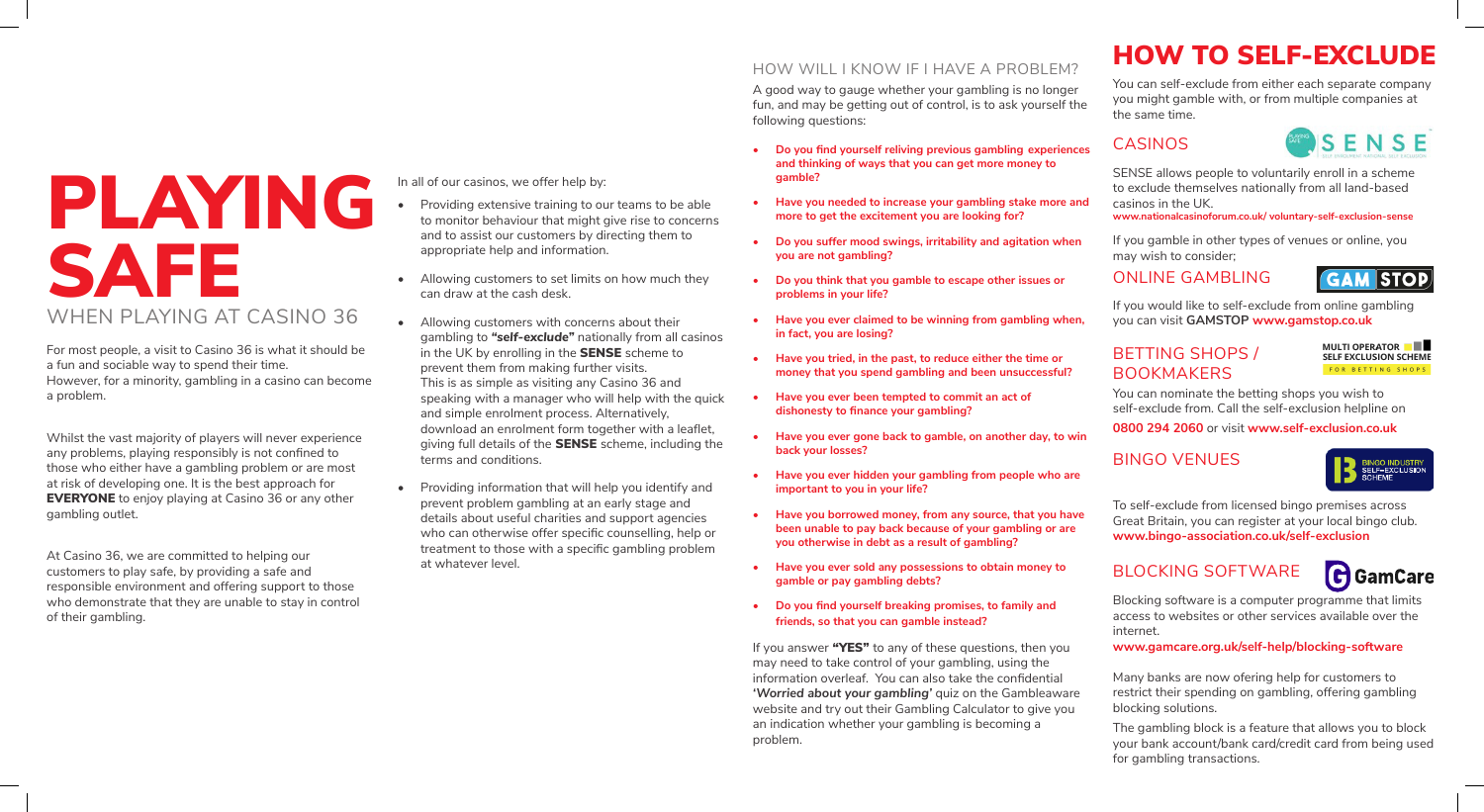# PLAYING SAFE

## WHEN PLAYING AT CASINO 36

For most people, a visit to Casino 36 is what it should be a fun and sociable way to spend their time.
However, for a minority, gambling in a casino can become a problem.

Whilst the vast majority of players will never experience any problems, playing responsibly is not confined to those who either have a gambling problem or are most at risk of developing one. It is the best approach for **EVERYONE** to enjoy playing at Casino 36 or any other gambling outlet.

At Casino 36, we are committed to helping our customers to play safe, by providing a safe and responsible environment and offering support to those who demonstrate that they are unable to stay in control of their gambling.

In all of our casinos, we offer help by:

- Providing extensive training to our teams to be able to monitor behaviour that might give rise to concerns and to assist our customers by directing them to appropriate help and information.
- Allowing customers to set limits on how much they can draw at the cash desk.
- Allowing customers with concerns about their gambling to ***"self-exclude"*** nationally from all casinos in the UK by enrolling in the **SENSE** scheme to prevent them from making further visits.
  This is as simple as visiting any Casino 36 and speaking with a manager who will help with the quick and simple enrolment process. Alternatively, download an enrolment form together with a leaflet, giving full details of the **SENSE** scheme, including the terms and conditions.
- Providing information that will help you identify and prevent problem gambling at an early stage and details about useful charities and support agencies who can otherwise offer specific counselling, help or treatment to those with a specific gambling problem at whatever level.

## HOW WILL I KNOW IF I HAVE A PROBLEM?

A good way to gauge whether your gambling is no longer fun, and may be getting out of control, is to ask yourself the following questions:

- **Do you find yourself reliving previous gambling experiences and thinking of ways that you can get more money to gamble?**
- **Have you needed to increase your gambling stake more and more to get the excitement you are looking for?**
- **Do you suffer mood swings, irritability and agitation when you are not gambling?**
- **Do you think that you gamble to escape other issues or problems in your life?**
- **Have you ever claimed to be winning from gambling when, in fact, you are losing?**
- **Have you tried, in the past, to reduce either the time or money that you spend gambling and been unsuccessful?**
- **Have you ever been tempted to commit an act of dishonesty to finance your gambling?**
- **Have you ever gone back to gamble, on another day, to win back your losses?**
- **Have you ever hidden your gambling from people who are important to you in your life?**
- **Have you borrowed money, from any source, that you have been unable to pay back because of your gambling or are you otherwise in debt as a result of gambling?**
- **Have you ever sold any possessions to obtain money to gamble or pay gambling debts?**
- **Do you find yourself breaking promises, to family and friends, so that you can gamble instead?**

If you answer **"YES"** to any of these questions, then you may need to take control of your gambling, using the information overleaf. You can also take the confidential '***Worried about your gambling'*** quiz on the Gambleaware website and try out their Gambling Calculator to give you an indication whether your gambling is becoming a problem.

# HOW TO SELF-EXCLUDE

You can self-exclude from either each separate company you might gamble with, or from multiple companies at the same time.

## CASINOS

SENSE allows people to voluntarily enroll in a scheme to exclude themselves nationally from all land-based casinos in the UK.
**www.nationalcasinoforum.co.uk/ voluntary-self-exclusion-sense**

If you gamble in other types of venues or online, you may wish to consider;

## ONLINE GAMBLING

If you would like to self-exclude from online gambling you can visit **GAMSTOP www.gamstop.co.uk**

## BETTING SHOPS / BOOKMAKERS

MULTI OPERATOR SELF EXCLUSION SCHEME FOR BETTING SHOPS

You can nominate the betting shops you wish to self-exclude from. Call the self-exclusion helpline on **0800 294 2060** or visit **www.self-exclusion.co.uk**

## BINGO VENUES

To self-exclude from licensed bingo premises across Great Britain, you can register at your local bingo club.
**www.bingo-association.co.uk/self-exclusion**

## BLOCKING SOFTWARE

Blocking software is a computer programme that limits access to websites or other services available over the internet.
**www.gamcare.org.uk/self-help/blocking-software**

Many banks are now ofering help for customers to restrict their spending on gambling, offering gambling blocking solutions.

The gambling block is a feature that allows you to block your bank account/bank card/credit card from being used for gambling transactions.